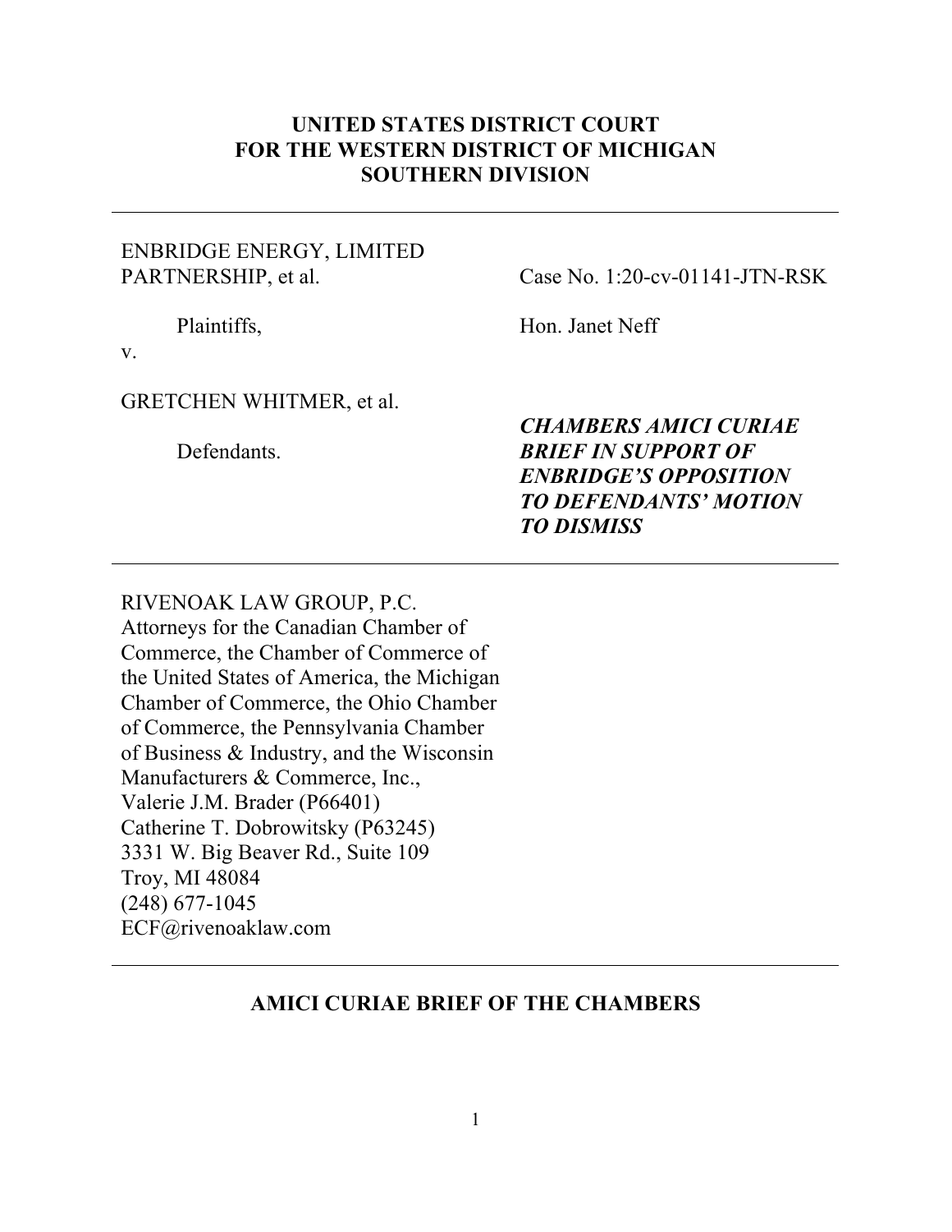**UNITED STATES DISTRICT COURT**
**FOR THE WESTERN DISTRICT OF MICHIGAN**
**SOUTHERN DIVISION**

---

ENBRIDGE ENERGY, LIMITED PARTNERSHIP, et al.

Plaintiffs,

v.

GRETCHEN WHITMER, et al.

Defendants.

Case No. 1:20-cv-01141-JTN-RSK

Hon. Janet Neff

***CHAMBERS AMICI CURIAE BRIEF IN SUPPORT OF ENBRIDGE'S OPPOSITION TO DEFENDANTS' MOTION TO DISMISS***

---

RIVENOAK LAW GROUP, P.C.
Attorneys for the Canadian Chamber of Commerce, the Chamber of Commerce of the United States of America, the Michigan Chamber of Commerce, the Ohio Chamber of Commerce, the Pennsylvania Chamber of Business & Industry, and the Wisconsin Manufacturers & Commerce, Inc.,
Valerie J.M. Brader (P66401)
Catherine T. Dobrowitsky (P63245)
3331 W. Big Beaver Rd., Suite 109
Troy, MI 48084
(248) 677-1045
ECF@rivenoaklaw.com

---

**AMICI CURIAE BRIEF OF THE CHAMBERS**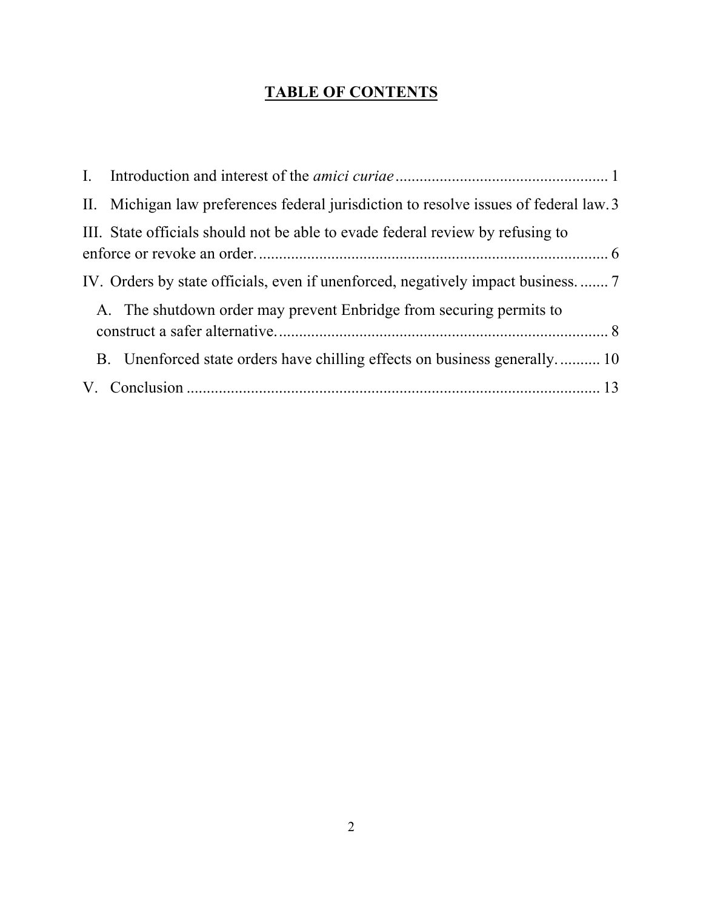# **TABLE OF CONTENTS**

I. Introduction and interest of the *amici curiae* .................................................... 1

II. Michigan law preferences federal jurisdiction to resolve issues of federal law. 3

III. State officials should not be able to evade federal review by refusing to enforce or revoke an order. ........................................................................................ 6

IV. Orders by state officials, even if unenforced, negatively impact business. ....... 7

  A. The shutdown order may prevent Enbridge from securing permits to construct a safer alternative. ................................................................................. 8

  B. Unenforced state orders have chilling effects on business generally. .......... 10

V. Conclusion ....................................................................................................... 13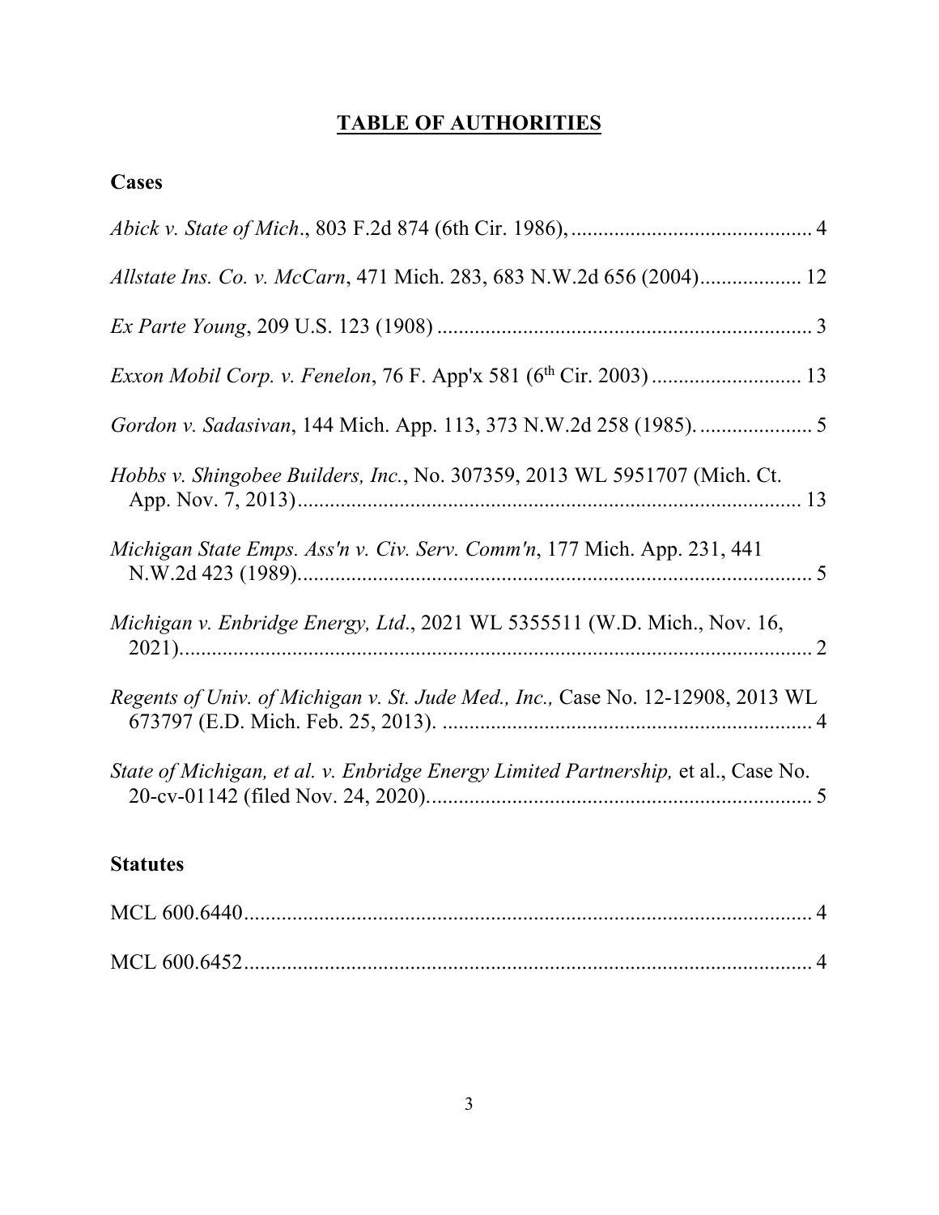# TABLE OF AUTHORITIES

## Cases

*Abick v. State of Mich*., 803 F.2d 874 (6th Cir. 1986), ............................................. 4

*Allstate Ins. Co. v. McCarn*, 471 Mich. 283, 683 N.W.2d 656 (2004)................... 12

*Ex Parte Young*, 209 U.S. 123 (1908) ...................................................................... 3

*Exxon Mobil Corp. v. Fenelon*, 76 F. App'x 581 (6th Cir. 2003) ............................ 13

*Gordon v. Sadasivan*, 144 Mich. App. 113, 373 N.W.2d 258 (1985). ..................... 5

*Hobbs v. Shingobee Builders, Inc.*, No. 307359, 2013 WL 5951707 (Mich. Ct. App. Nov. 7, 2013)............................................................................................... 13

*Michigan State Emps. Ass'n v. Civ. Serv. Comm'n*, 177 Mich. App. 231, 441 N.W.2d 423 (1989)................................................................................................ 5

*Michigan v. Enbridge Energy, Ltd*., 2021 WL 5355511 (W.D. Mich., Nov. 16, 2021)........................................................................................................................ 2

*Regents of Univ. of Michigan v. St. Jude Med., Inc.,* Case No. 12-12908, 2013 WL 673797 (E.D. Mich. Feb. 25, 2013). ..................................................................... 4

*State of Michigan, et al. v. Enbridge Energy Limited Partnership,* et al., Case No. 20-cv-01142 (filed Nov. 24, 2020)........................................................................ 5

## Statutes

MCL 600.6440............................................................................................................ 4

MCL 600.6452............................................................................................................ 4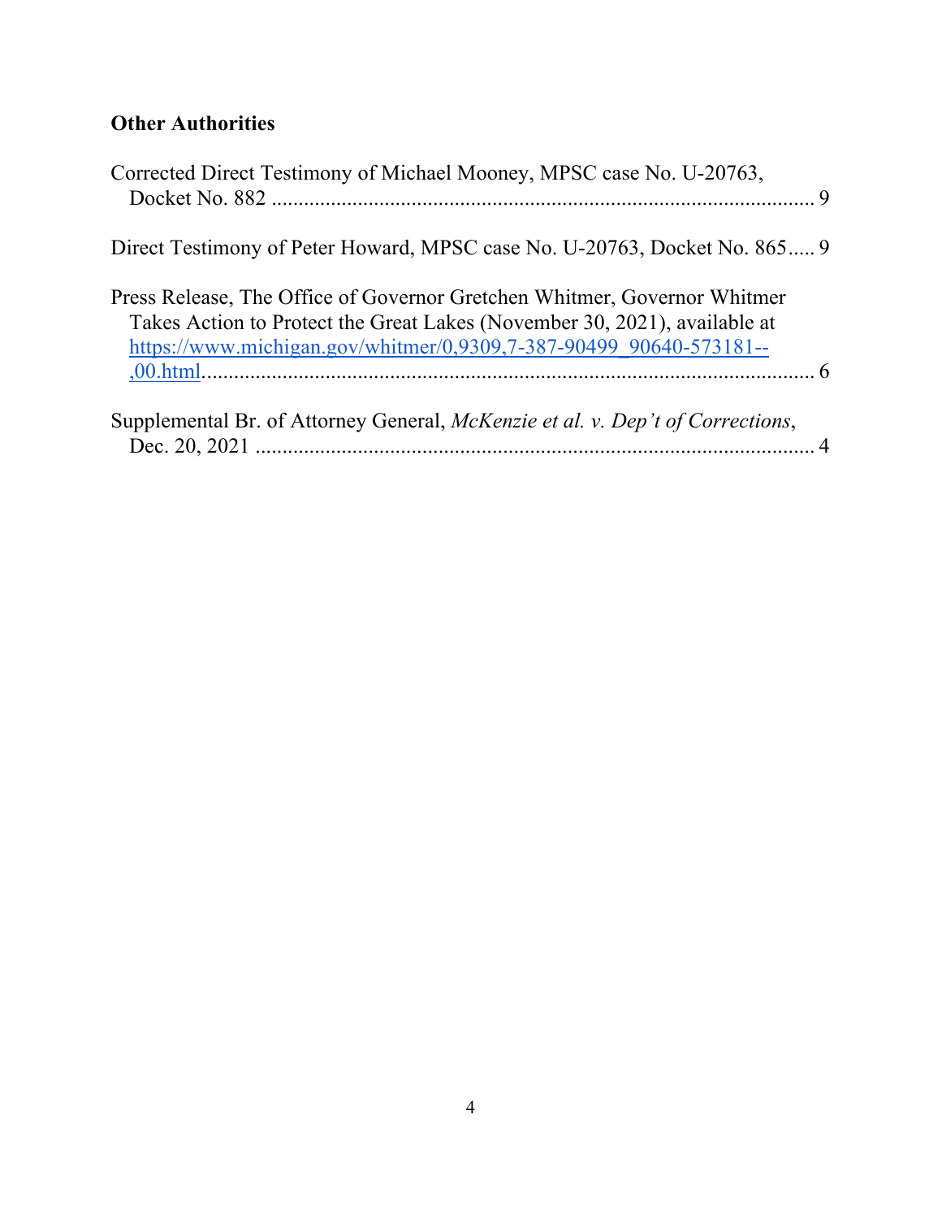**Other Authorities**

Corrected Direct Testimony of Michael Mooney, MPSC case No. U-20763, Docket No. 882 .................................................................................................... 9

Direct Testimony of Peter Howard, MPSC case No. U-20763, Docket No. 865..... 9

Press Release, The Office of Governor Gretchen Whitmer, Governor Whitmer Takes Action to Protect the Great Lakes (November 30, 2021), available at https://www.michigan.gov/whitmer/0,9309,7-387-90499_90640-573181--,00.html.................................................................................................. 6

Supplemental Br. of Attorney General, *McKenzie et al. v. Dep't of Corrections*, Dec. 20, 2021 ....................................................................................... 4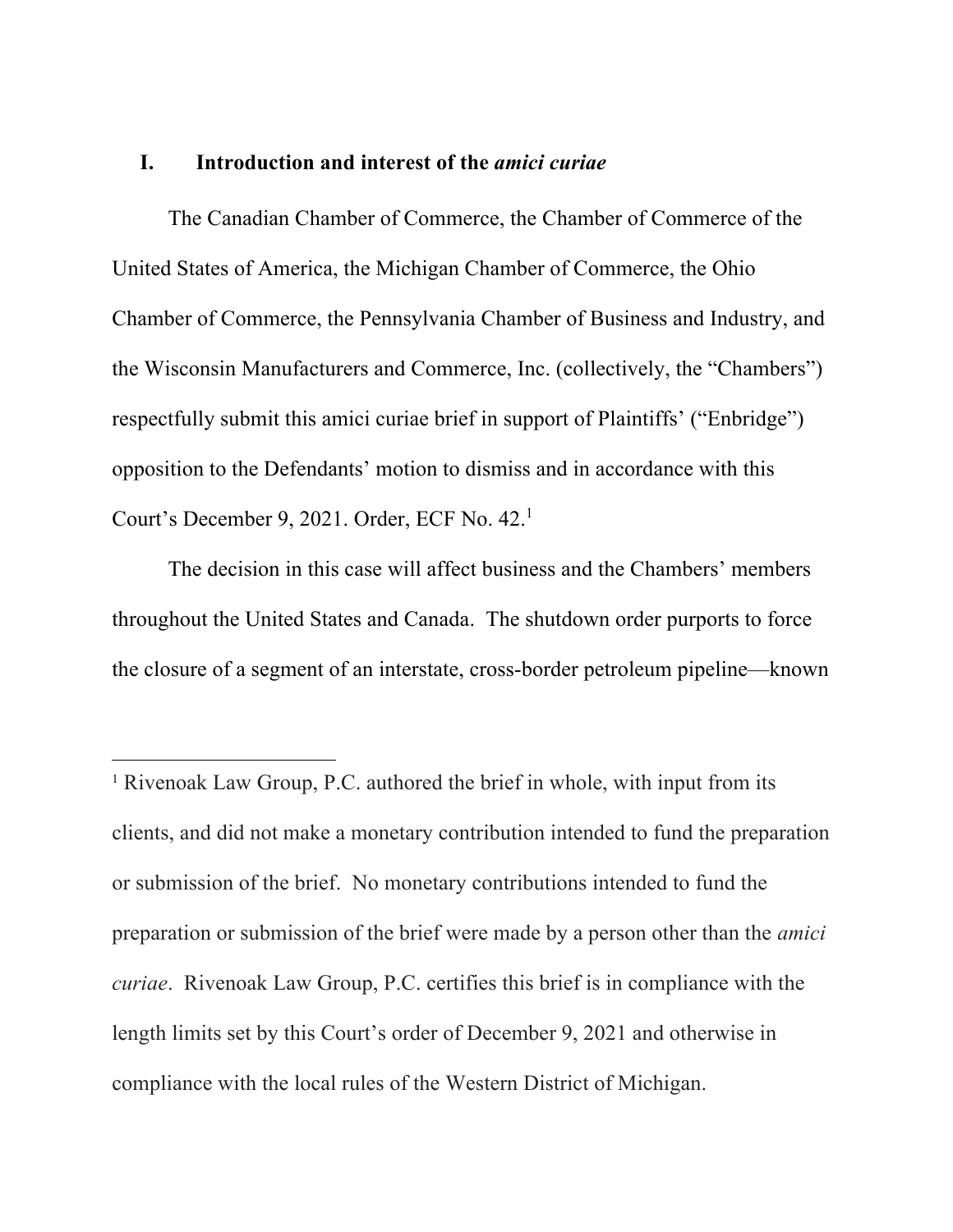## I. Introduction and interest of the *amici curiae*

The Canadian Chamber of Commerce, the Chamber of Commerce of the United States of America, the Michigan Chamber of Commerce, the Ohio Chamber of Commerce, the Pennsylvania Chamber of Business and Industry, and the Wisconsin Manufacturers and Commerce, Inc. (collectively, the "Chambers") respectfully submit this amici curiae brief in support of Plaintiffs' ("Enbridge") opposition to the Defendants' motion to dismiss and in accordance with this Court's December 9, 2021. Order, ECF No. 42.[1]

The decision in this case will affect business and the Chambers' members throughout the United States and Canada. The shutdown order purports to force the closure of a segment of an interstate, cross-border petroleum pipeline—known

---

[1] Rivenoak Law Group, P.C. authored the brief in whole, with input from its clients, and did not make a monetary contribution intended to fund the preparation or submission of the brief. No monetary contributions intended to fund the preparation or submission of the brief were made by a person other than the *amici curiae*. Rivenoak Law Group, P.C. certifies this brief is in compliance with the length limits set by this Court's order of December 9, 2021 and otherwise in compliance with the local rules of the Western District of Michigan.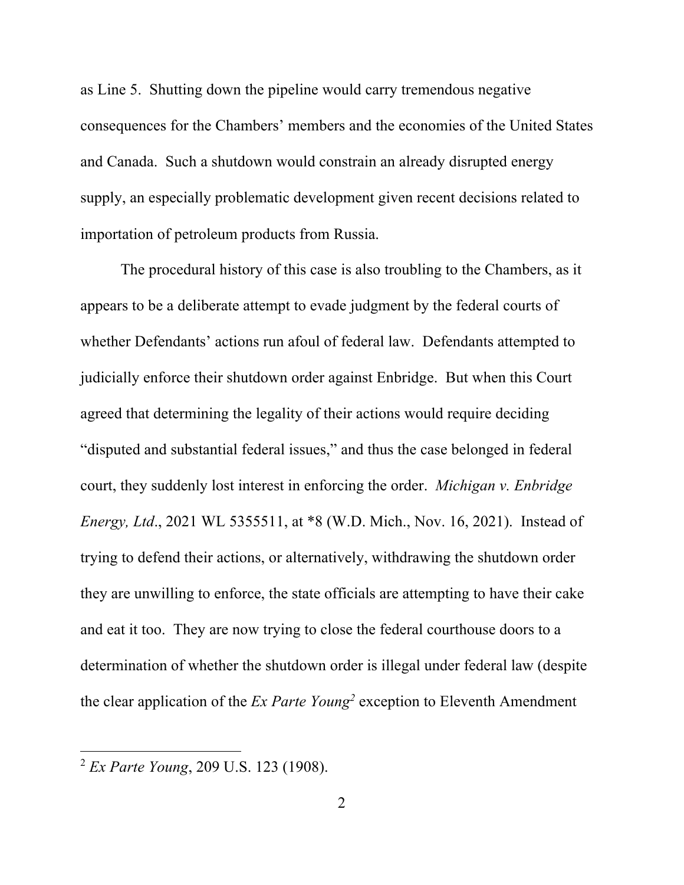as Line 5. Shutting down the pipeline would carry tremendous negative consequences for the Chambers' members and the economies of the United States and Canada. Such a shutdown would constrain an already disrupted energy supply, an especially problematic development given recent decisions related to importation of petroleum products from Russia.

The procedural history of this case is also troubling to the Chambers, as it appears to be a deliberate attempt to evade judgment by the federal courts of whether Defendants' actions run afoul of federal law. Defendants attempted to judicially enforce their shutdown order against Enbridge. But when this Court agreed that determining the legality of their actions would require deciding "disputed and substantial federal issues," and thus the case belonged in federal court, they suddenly lost interest in enforcing the order. *Michigan v. Enbridge Energy, Ltd*., 2021 WL 5355511, at *8 (W.D. Mich., Nov. 16, 2021). Instead of trying to defend their actions, or alternatively, withdrawing the shutdown order they are unwilling to enforce, the state officials are attempting to have their cake and eat it too. They are now trying to close the federal courthouse doors to a determination of whether the shutdown order is illegal under federal law (despite the clear application of the *Ex Parte Young*[2] exception to Eleventh Amendment

[2] *Ex Parte Young*, 209 U.S. 123 (1908).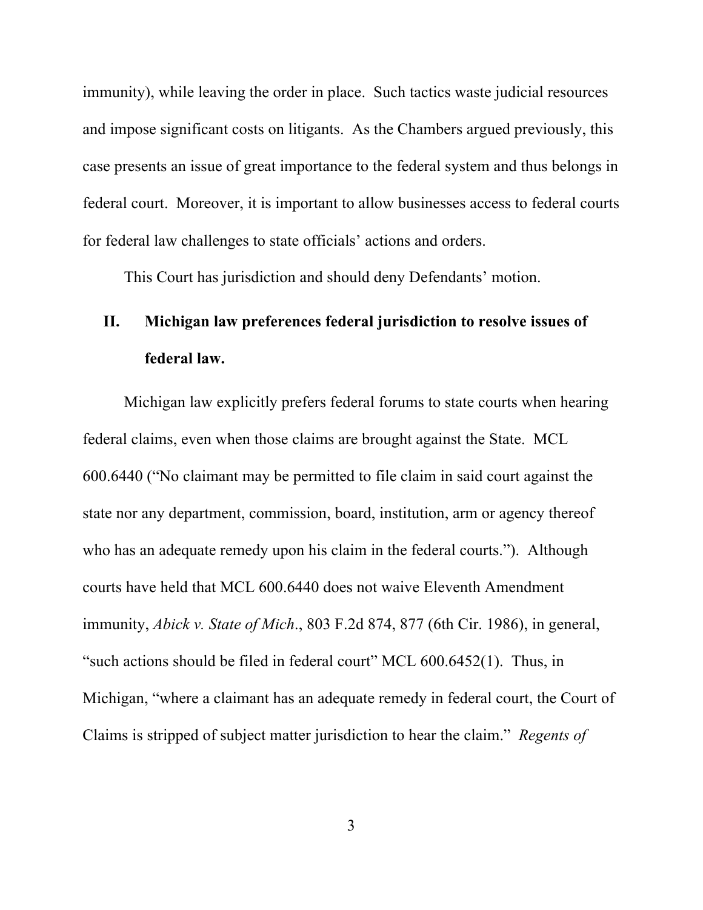immunity), while leaving the order in place. Such tactics waste judicial resources and impose significant costs on litigants. As the Chambers argued previously, this case presents an issue of great importance to the federal system and thus belongs in federal court. Moreover, it is important to allow businesses access to federal courts for federal law challenges to state officials' actions and orders.

This Court has jurisdiction and should deny Defendants' motion.

## II. Michigan law preferences federal jurisdiction to resolve issues of federal law.

Michigan law explicitly prefers federal forums to state courts when hearing federal claims, even when those claims are brought against the State. MCL 600.6440 ("No claimant may be permitted to file claim in said court against the state nor any department, commission, board, institution, arm or agency thereof who has an adequate remedy upon his claim in the federal courts."). Although courts have held that MCL 600.6440 does not waive Eleventh Amendment immunity, *Abick v. State of Mich*., 803 F.2d 874, 877 (6th Cir. 1986), in general, "such actions should be filed in federal court" MCL 600.6452(1). Thus, in Michigan, "where a claimant has an adequate remedy in federal court, the Court of Claims is stripped of subject matter jurisdiction to hear the claim." *Regents of*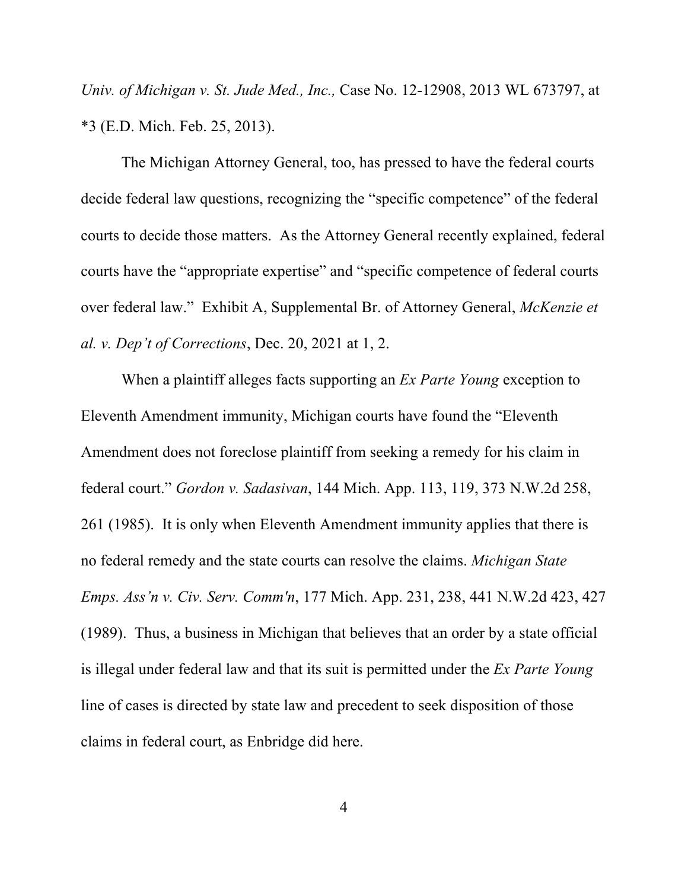*Univ. of Michigan v. St. Jude Med., Inc.,* Case No. 12-12908, 2013 WL 673797, at *3 (E.D. Mich. Feb. 25, 2013).

The Michigan Attorney General, too, has pressed to have the federal courts decide federal law questions, recognizing the "specific competence" of the federal courts to decide those matters. As the Attorney General recently explained, federal courts have the "appropriate expertise" and "specific competence of federal courts over federal law." Exhibit A, Supplemental Br. of Attorney General, *McKenzie et al. v. Dep't of Corrections*, Dec. 20, 2021 at 1, 2.

When a plaintiff alleges facts supporting an *Ex Parte Young* exception to Eleventh Amendment immunity, Michigan courts have found the "Eleventh Amendment does not foreclose plaintiff from seeking a remedy for his claim in federal court." *Gordon v. Sadasivan*, 144 Mich. App. 113, 119, 373 N.W.2d 258, 261 (1985). It is only when Eleventh Amendment immunity applies that there is no federal remedy and the state courts can resolve the claims. *Michigan State Emps. Ass'n v. Civ. Serv. Comm'n*, 177 Mich. App. 231, 238, 441 N.W.2d 423, 427 (1989). Thus, a business in Michigan that believes that an order by a state official is illegal under federal law and that its suit is permitted under the *Ex Parte Young* line of cases is directed by state law and precedent to seek disposition of those claims in federal court, as Enbridge did here.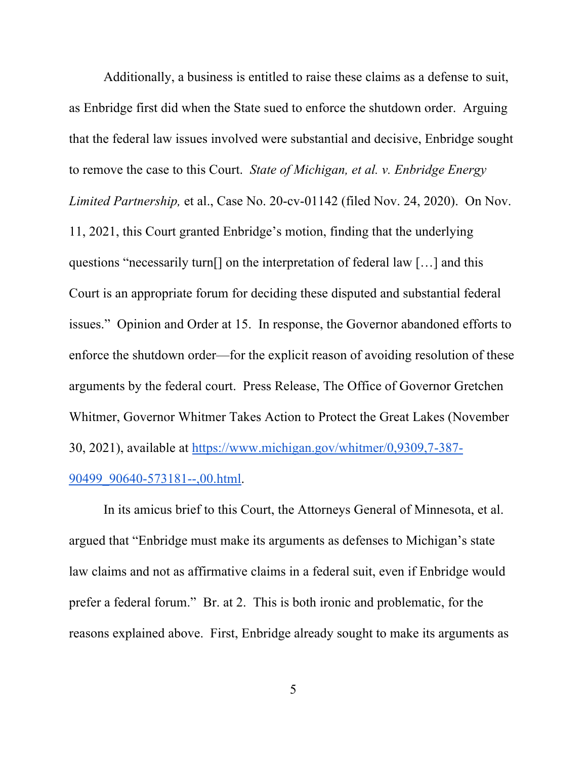Additionally, a business is entitled to raise these claims as a defense to suit, as Enbridge first did when the State sued to enforce the shutdown order. Arguing that the federal law issues involved were substantial and decisive, Enbridge sought to remove the case to this Court. *State of Michigan, et al. v. Enbridge Energy Limited Partnership,* et al., Case No. 20-cv-01142 (filed Nov. 24, 2020). On Nov. 11, 2021, this Court granted Enbridge's motion, finding that the underlying questions "necessarily turn[] on the interpretation of federal law […] and this Court is an appropriate forum for deciding these disputed and substantial federal issues." Opinion and Order at 15. In response, the Governor abandoned efforts to enforce the shutdown order—for the explicit reason of avoiding resolution of these arguments by the federal court. Press Release, The Office of Governor Gretchen Whitmer, Governor Whitmer Takes Action to Protect the Great Lakes (November 30, 2021), available at [https://www.michigan.gov/whitmer/0,9309,7-387-90499_90640-573181--,00.html](https://www.michigan.gov/whitmer/0,9309,7-387-90499_90640-573181--,00.html).

In its amicus brief to this Court, the Attorneys General of Minnesota, et al. argued that "Enbridge must make its arguments as defenses to Michigan's state law claims and not as affirmative claims in a federal suit, even if Enbridge would prefer a federal forum." Br. at 2. This is both ironic and problematic, for the reasons explained above. First, Enbridge already sought to make its arguments as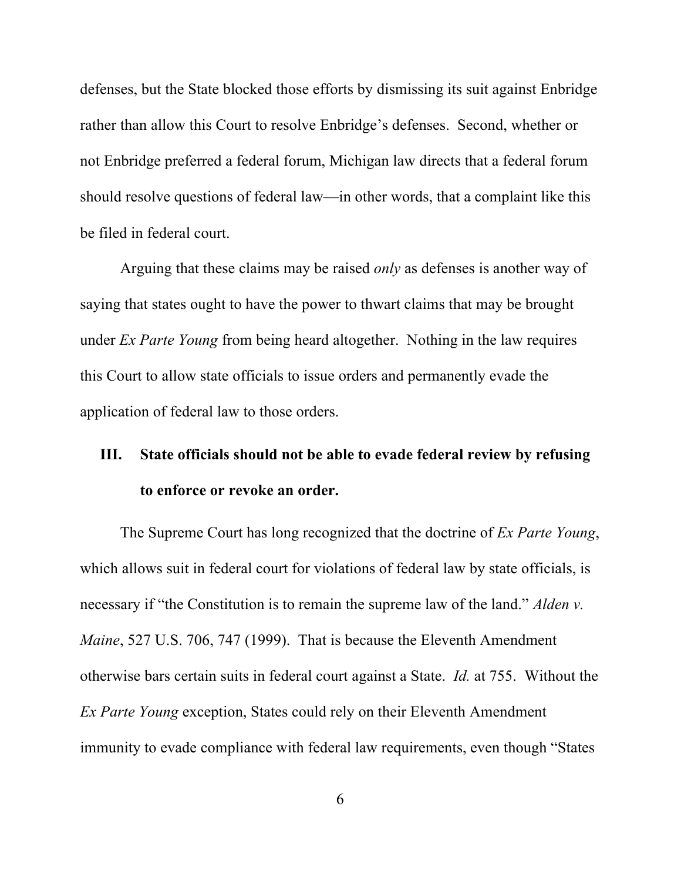defenses, but the State blocked those efforts by dismissing its suit against Enbridge rather than allow this Court to resolve Enbridge's defenses. Second, whether or not Enbridge preferred a federal forum, Michigan law directs that a federal forum should resolve questions of federal law—in other words, that a complaint like this be filed in federal court.

Arguing that these claims may be raised *only* as defenses is another way of saying that states ought to have the power to thwart claims that may be brought under *Ex Parte Young* from being heard altogether. Nothing in the law requires this Court to allow state officials to issue orders and permanently evade the application of federal law to those orders.

## III. State officials should not be able to evade federal review by refusing to enforce or revoke an order.

The Supreme Court has long recognized that the doctrine of *Ex Parte Young*, which allows suit in federal court for violations of federal law by state officials, is necessary if "the Constitution is to remain the supreme law of the land." *Alden v. Maine*, 527 U.S. 706, 747 (1999). That is because the Eleventh Amendment otherwise bars certain suits in federal court against a State. *Id.* at 755. Without the *Ex Parte Young* exception, States could rely on their Eleventh Amendment immunity to evade compliance with federal law requirements, even though "States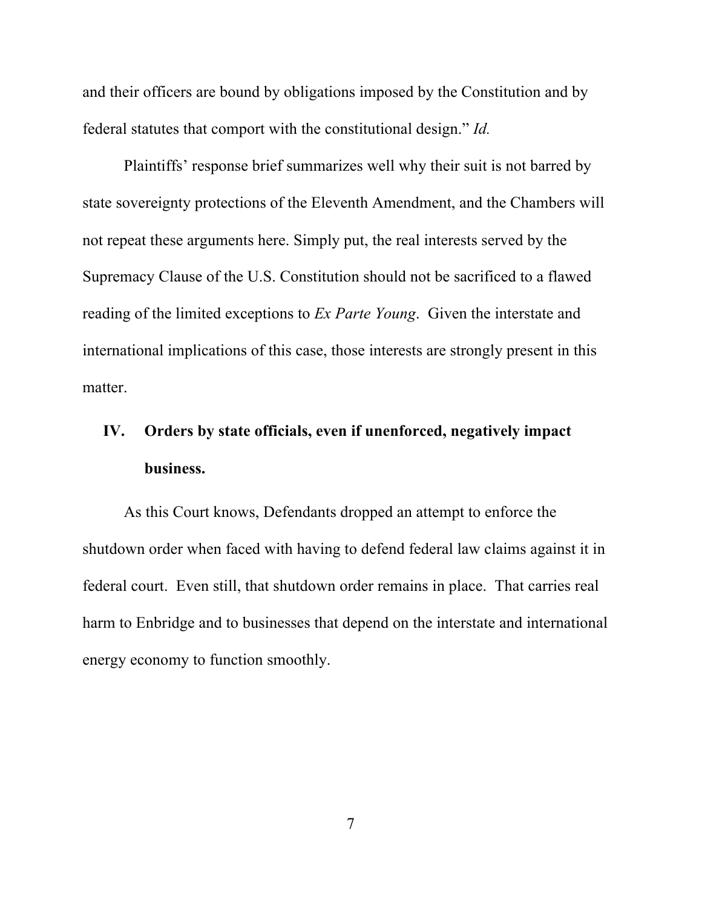and their officers are bound by obligations imposed by the Constitution and by federal statutes that comport with the constitutional design." *Id.*

Plaintiffs' response brief summarizes well why their suit is not barred by state sovereignty protections of the Eleventh Amendment, and the Chambers will not repeat these arguments here. Simply put, the real interests served by the Supremacy Clause of the U.S. Constitution should not be sacrificed to a flawed reading of the limited exceptions to *Ex Parte Young*. Given the interstate and international implications of this case, those interests are strongly present in this matter.

## IV. Orders by state officials, even if unenforced, negatively impact business.

As this Court knows, Defendants dropped an attempt to enforce the shutdown order when faced with having to defend federal law claims against it in federal court. Even still, that shutdown order remains in place. That carries real harm to Enbridge and to businesses that depend on the interstate and international energy economy to function smoothly.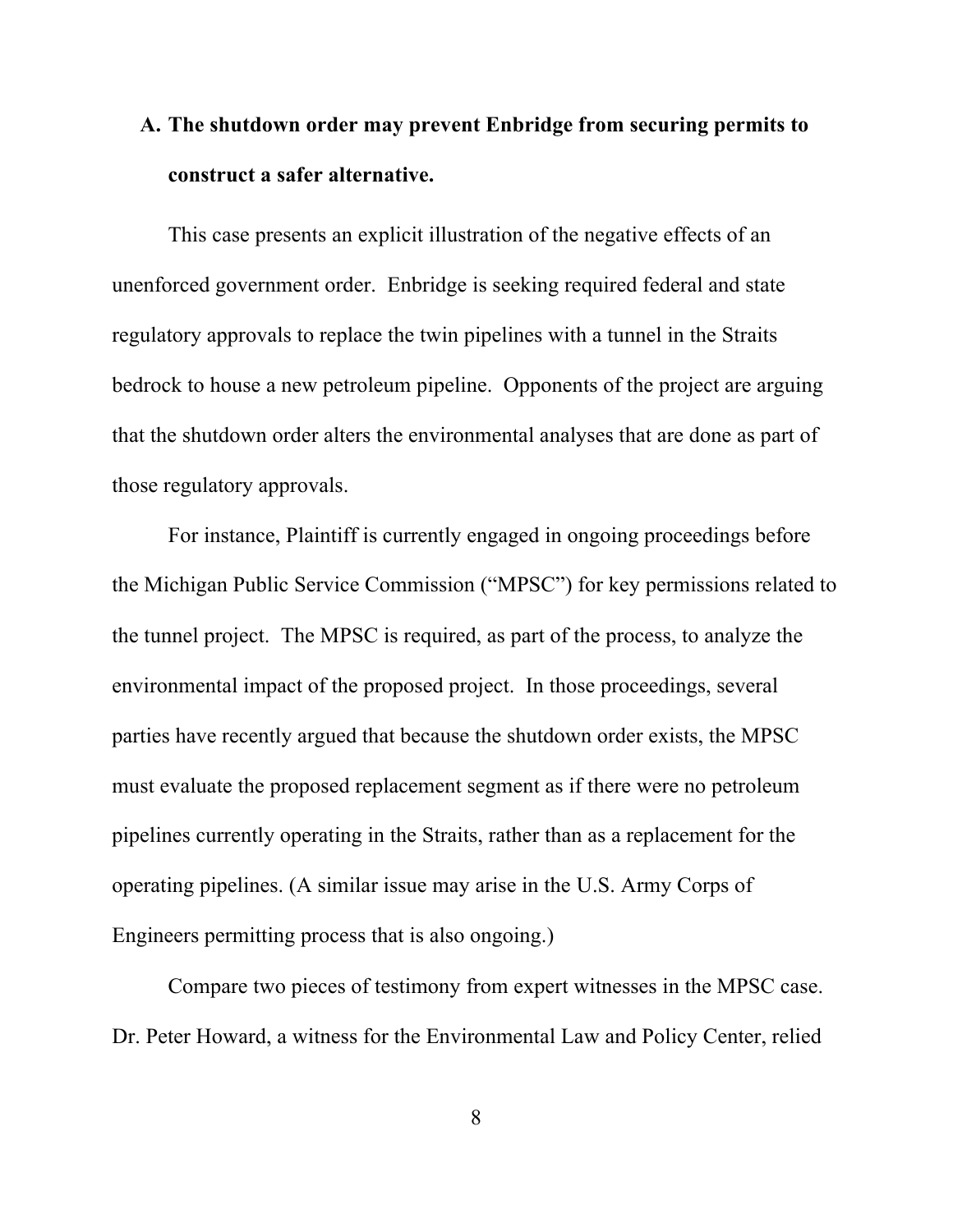### A. The shutdown order may prevent Enbridge from securing permits to construct a safer alternative.

This case presents an explicit illustration of the negative effects of an unenforced government order. Enbridge is seeking required federal and state regulatory approvals to replace the twin pipelines with a tunnel in the Straits bedrock to house a new petroleum pipeline. Opponents of the project are arguing that the shutdown order alters the environmental analyses that are done as part of those regulatory approvals.

For instance, Plaintiff is currently engaged in ongoing proceedings before the Michigan Public Service Commission ("MPSC") for key permissions related to the tunnel project. The MPSC is required, as part of the process, to analyze the environmental impact of the proposed project. In those proceedings, several parties have recently argued that because the shutdown order exists, the MPSC must evaluate the proposed replacement segment as if there were no petroleum pipelines currently operating in the Straits, rather than as a replacement for the operating pipelines. (A similar issue may arise in the U.S. Army Corps of Engineers permitting process that is also ongoing.)

Compare two pieces of testimony from expert witnesses in the MPSC case. Dr. Peter Howard, a witness for the Environmental Law and Policy Center, relied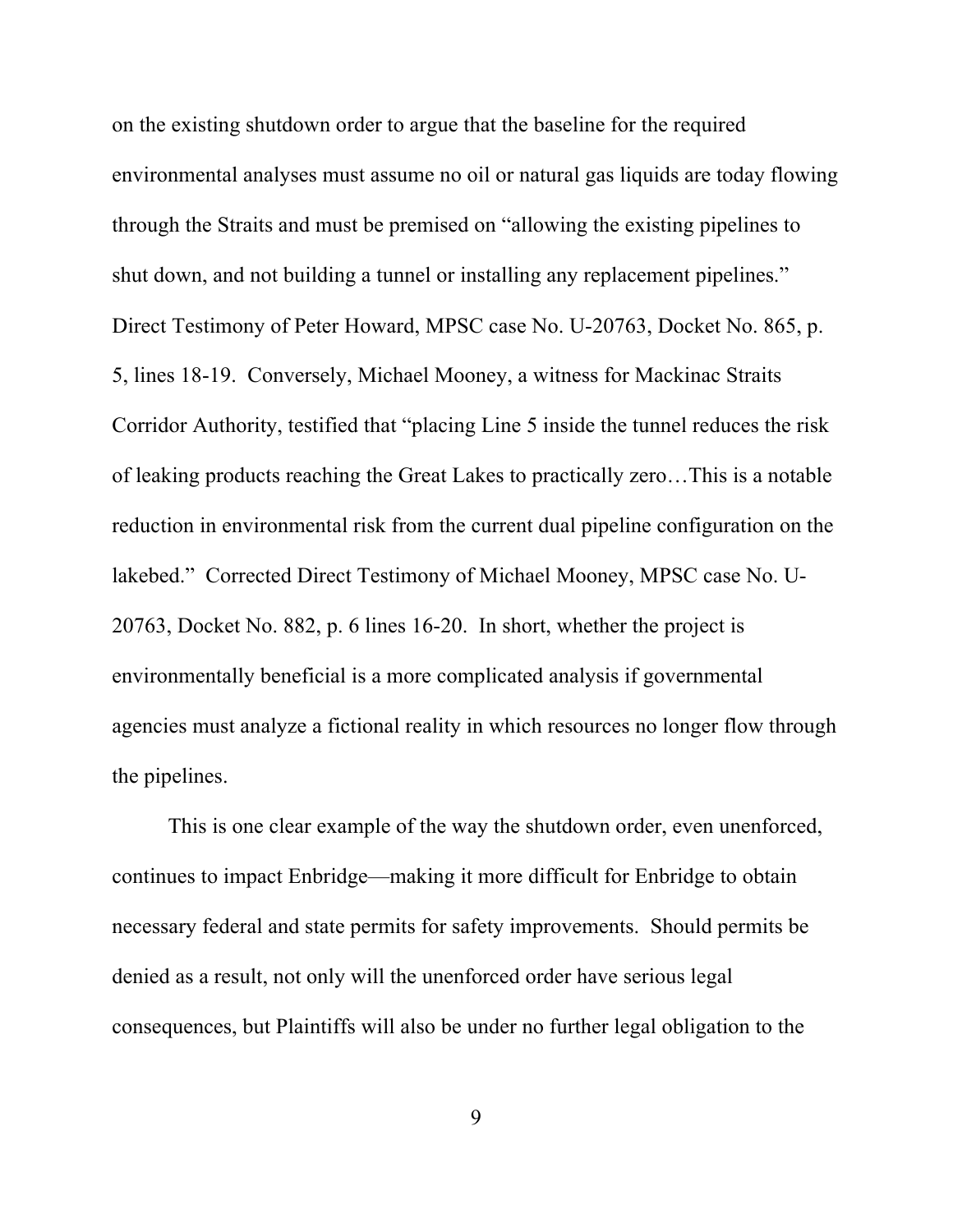on the existing shutdown order to argue that the baseline for the required environmental analyses must assume no oil or natural gas liquids are today flowing through the Straits and must be premised on "allowing the existing pipelines to shut down, and not building a tunnel or installing any replacement pipelines." Direct Testimony of Peter Howard, MPSC case No. U-20763, Docket No. 865, p. 5, lines 18-19. Conversely, Michael Mooney, a witness for Mackinac Straits Corridor Authority, testified that "placing Line 5 inside the tunnel reduces the risk of leaking products reaching the Great Lakes to practically zero…This is a notable reduction in environmental risk from the current dual pipeline configuration on the lakebed." Corrected Direct Testimony of Michael Mooney, MPSC case No. U-20763, Docket No. 882, p. 6 lines 16-20. In short, whether the project is environmentally beneficial is a more complicated analysis if governmental agencies must analyze a fictional reality in which resources no longer flow through the pipelines.

This is one clear example of the way the shutdown order, even unenforced, continues to impact Enbridge—making it more difficult for Enbridge to obtain necessary federal and state permits for safety improvements. Should permits be denied as a result, not only will the unenforced order have serious legal consequences, but Plaintiffs will also be under no further legal obligation to the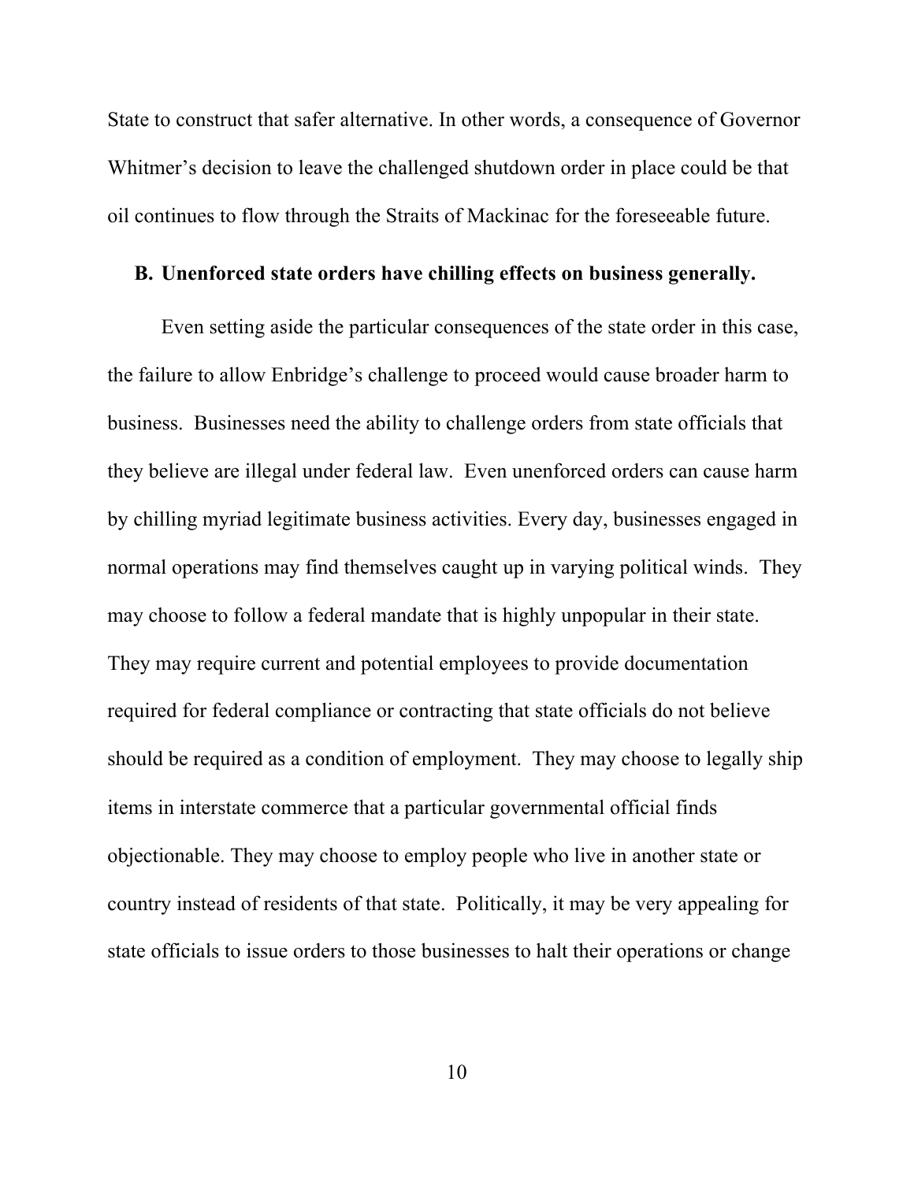State to construct that safer alternative. In other words, a consequence of Governor Whitmer's decision to leave the challenged shutdown order in place could be that oil continues to flow through the Straits of Mackinac for the foreseeable future.

### B. Unenforced state orders have chilling effects on business generally.

Even setting aside the particular consequences of the state order in this case, the failure to allow Enbridge's challenge to proceed would cause broader harm to business. Businesses need the ability to challenge orders from state officials that they believe are illegal under federal law. Even unenforced orders can cause harm by chilling myriad legitimate business activities. Every day, businesses engaged in normal operations may find themselves caught up in varying political winds. They may choose to follow a federal mandate that is highly unpopular in their state. They may require current and potential employees to provide documentation required for federal compliance or contracting that state officials do not believe should be required as a condition of employment. They may choose to legally ship items in interstate commerce that a particular governmental official finds objectionable. They may choose to employ people who live in another state or country instead of residents of that state. Politically, it may be very appealing for state officials to issue orders to those businesses to halt their operations or change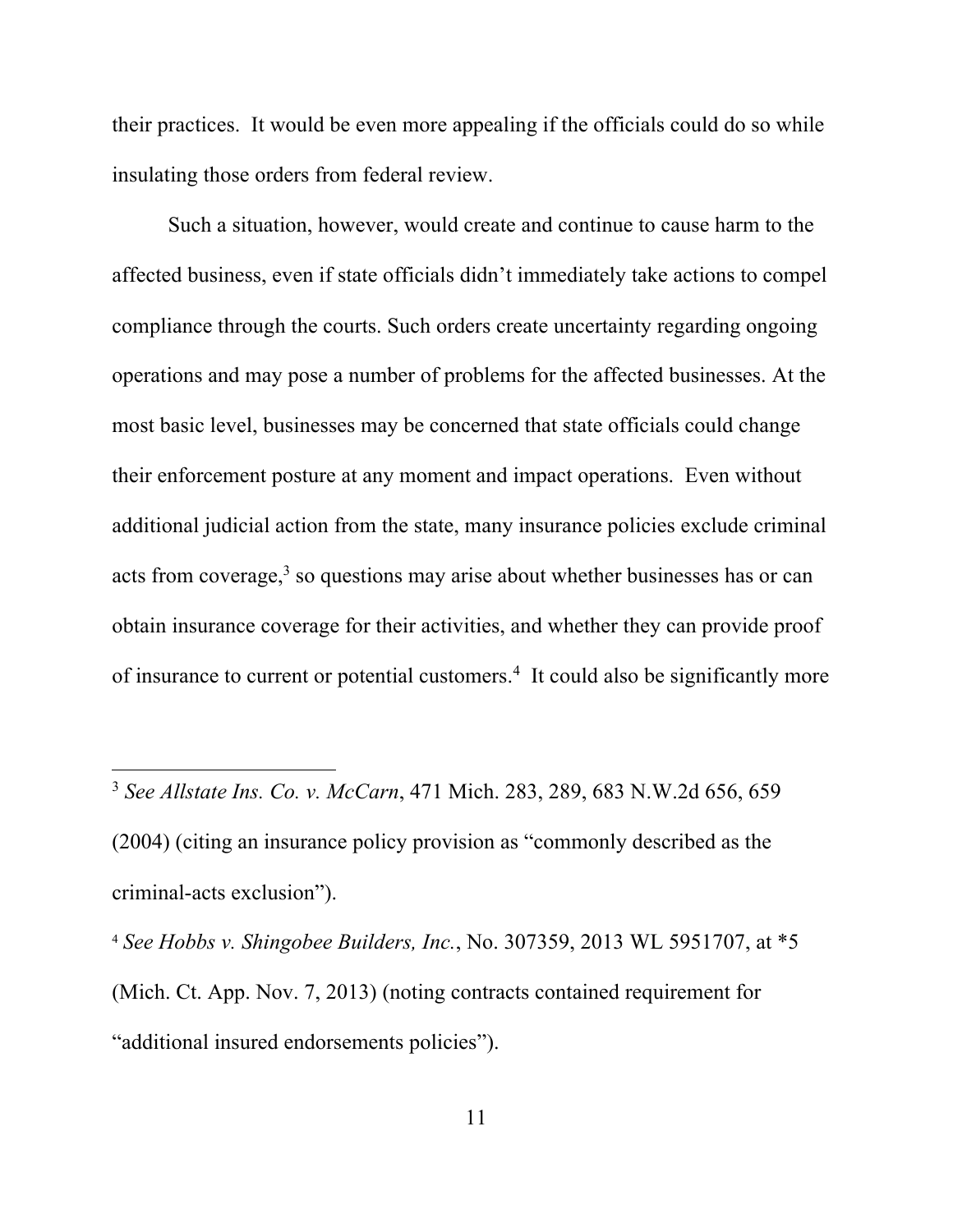their practices. It would be even more appealing if the officials could do so while insulating those orders from federal review.

Such a situation, however, would create and continue to cause harm to the affected business, even if state officials didn't immediately take actions to compel compliance through the courts. Such orders create uncertainty regarding ongoing operations and may pose a number of problems for the affected businesses. At the most basic level, businesses may be concerned that state officials could change their enforcement posture at any moment and impact operations. Even without additional judicial action from the state, many insurance policies exclude criminal acts from coverage,[3] so questions may arise about whether businesses has or can obtain insurance coverage for their activities, and whether they can provide proof of insurance to current or potential customers.[4] It could also be significantly more

---

[3] *See Allstate Ins. Co. v. McCarn*, 471 Mich. 283, 289, 683 N.W.2d 656, 659 (2004) (citing an insurance policy provision as "commonly described as the criminal-acts exclusion").

[4] *See Hobbs v. Shingobee Builders, Inc.*, No. 307359, 2013 WL 5951707, at *5 (Mich. Ct. App. Nov. 7, 2013) (noting contracts contained requirement for "additional insured endorsements policies").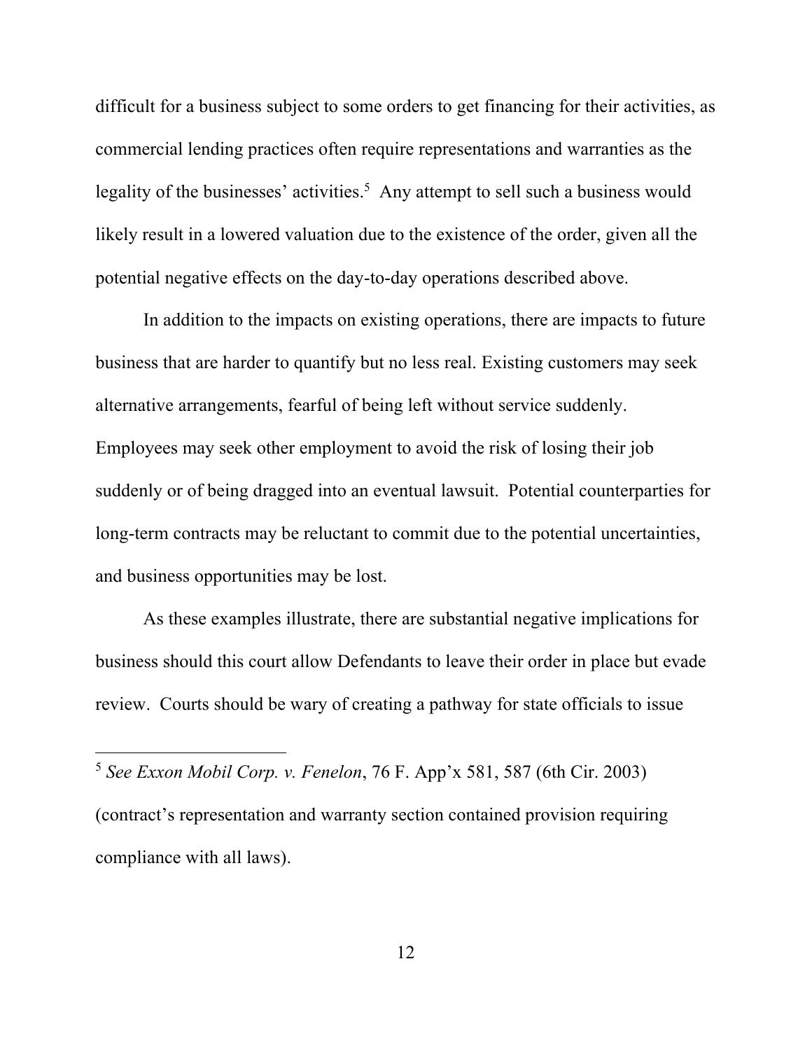difficult for a business subject to some orders to get financing for their activities, as commercial lending practices often require representations and warranties as the legality of the businesses' activities.[5] Any attempt to sell such a business would likely result in a lowered valuation due to the existence of the order, given all the potential negative effects on the day-to-day operations described above.

In addition to the impacts on existing operations, there are impacts to future business that are harder to quantify but no less real. Existing customers may seek alternative arrangements, fearful of being left without service suddenly. Employees may seek other employment to avoid the risk of losing their job suddenly or of being dragged into an eventual lawsuit. Potential counterparties for long-term contracts may be reluctant to commit due to the potential uncertainties, and business opportunities may be lost.

As these examples illustrate, there are substantial negative implications for business should this court allow Defendants to leave their order in place but evade review. Courts should be wary of creating a pathway for state officials to issue

---

[5] *See Exxon Mobil Corp. v. Fenelon*, 76 F. App'x 581, 587 (6th Cir. 2003) (contract's representation and warranty section contained provision requiring compliance with all laws).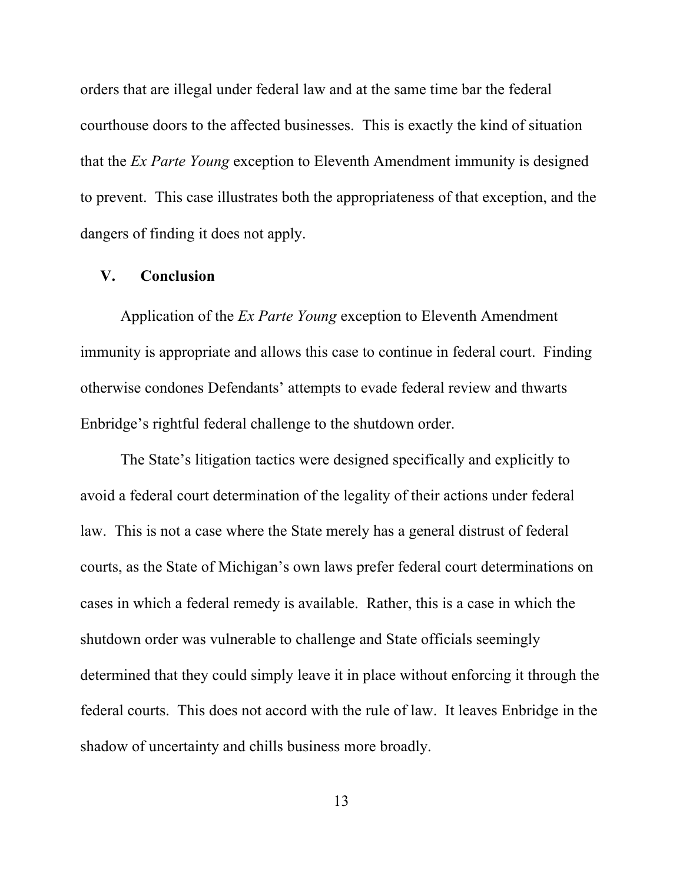orders that are illegal under federal law and at the same time bar the federal courthouse doors to the affected businesses. This is exactly the kind of situation that the *Ex Parte Young* exception to Eleventh Amendment immunity is designed to prevent. This case illustrates both the appropriateness of that exception, and the dangers of finding it does not apply.

## V. Conclusion

Application of the *Ex Parte Young* exception to Eleventh Amendment immunity is appropriate and allows this case to continue in federal court. Finding otherwise condones Defendants' attempts to evade federal review and thwarts Enbridge's rightful federal challenge to the shutdown order.

The State's litigation tactics were designed specifically and explicitly to avoid a federal court determination of the legality of their actions under federal law. This is not a case where the State merely has a general distrust of federal courts, as the State of Michigan's own laws prefer federal court determinations on cases in which a federal remedy is available. Rather, this is a case in which the shutdown order was vulnerable to challenge and State officials seemingly determined that they could simply leave it in place without enforcing it through the federal courts. This does not accord with the rule of law. It leaves Enbridge in the shadow of uncertainty and chills business more broadly.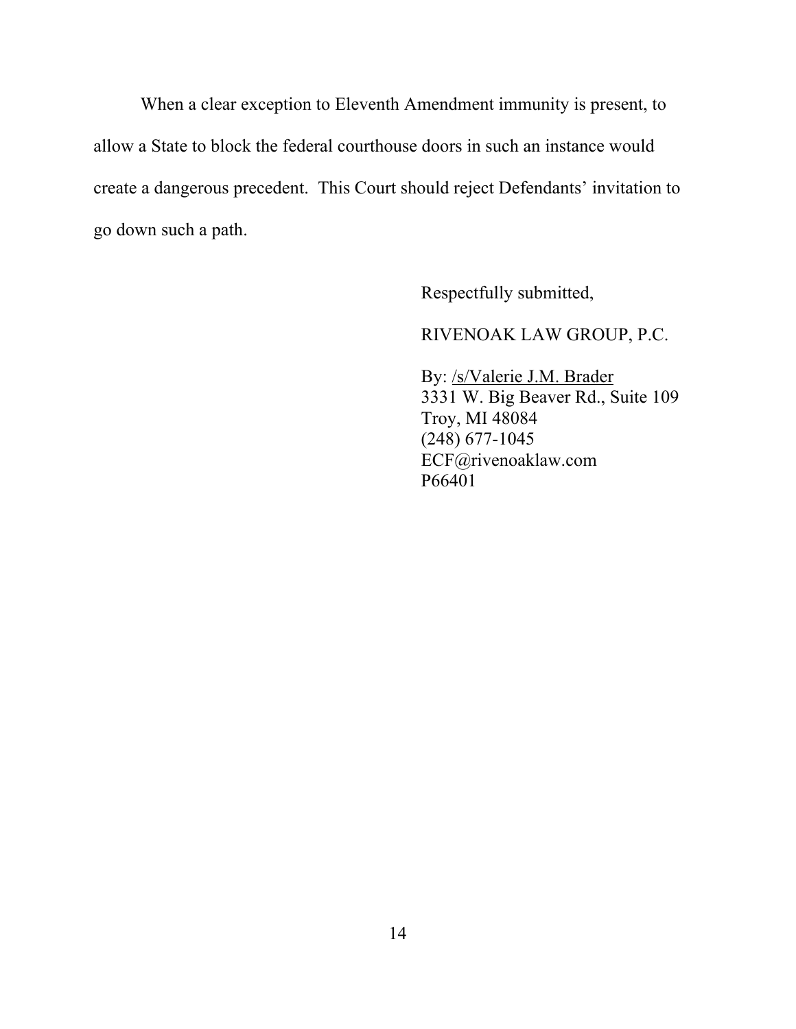When a clear exception to Eleventh Amendment immunity is present, to allow a State to block the federal courthouse doors in such an instance would create a dangerous precedent. This Court should reject Defendants' invitation to go down such a path.

Respectfully submitted,

RIVENOAK LAW GROUP, P.C.

By: /s/Valerie J.M. Brader
3331 W. Big Beaver Rd., Suite 109
Troy, MI 48084
(248) 677-1045
ECF@rivenoaklaw.com
P66401